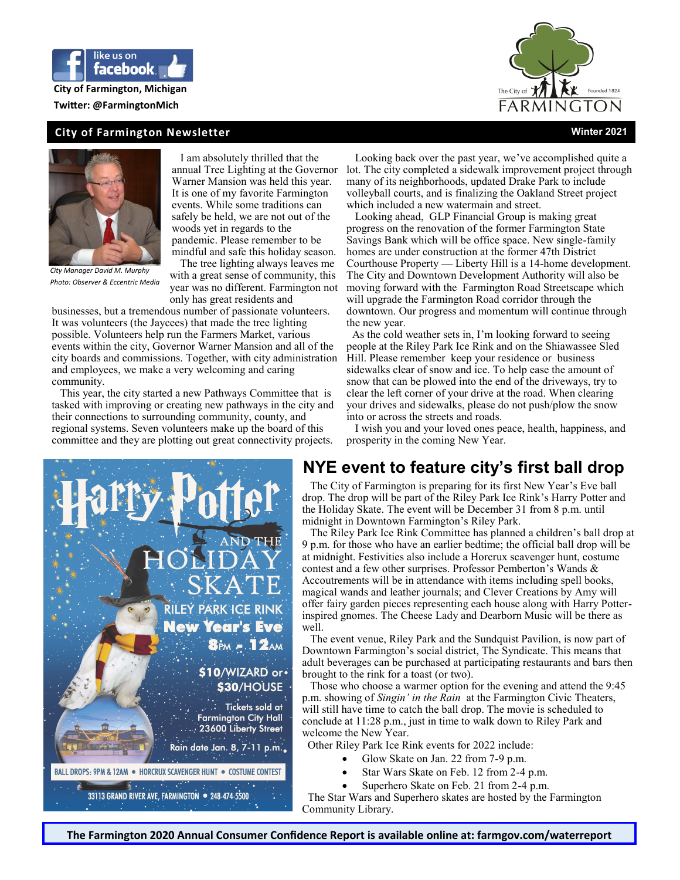like us on facebook

City of Farmington, Michigan

Twitter: @FarmingtonMich

The City of Farmington — Founded 1824

## City of Farmington Newsletter

**Winter 2021**

*City Manager David M. Murphy*
*Photo: Observer & Eccentric Media*

I am absolutely thrilled that the annual Tree Lighting at the Governor Warner Mansion was held this year. It is one of my favorite Farmington events. While some traditions can safely be held, we are not out of the woods yet in regards to the pandemic. Please remember to be mindful and safe this holiday season.

The tree lighting always leaves me with a great sense of community, this year was no different. Farmington not only has great residents and businesses, but a tremendous number of passionate volunteers. It was volunteers (the Jaycees) that made the tree lighting possible. Volunteers help run the Farmers Market, various events within the city, Governor Warner Mansion and all of the city boards and commissions. Together, with city administration and employees, we make a very welcoming and caring community.

This year, the city started a new Pathways Committee that is tasked with improving or creating new pathways in the city and their connections to surrounding community, county, and regional systems. Seven volunteers make up the board of this committee and they are plotting out great connectivity projects.

Looking back over the past year, we've accomplished quite a lot. The city completed a sidewalk improvement project through many of its neighborhoods, updated Drake Park to include volleyball courts, and is finalizing the Oakland Street project which included a new watermain and street.

Looking ahead, GLP Financial Group is making great progress on the renovation of the former Farmington State Savings Bank which will be office space. New single-family homes are under construction at the former 47th District Courthouse Property — Liberty Hill is a 14-home development. The City and Downtown Development Authority will also be moving forward with the Farmington Road Streetscape which will upgrade the Farmington Road corridor through the downtown. Our progress and momentum will continue through the new year.

As the cold weather sets in, I'm looking forward to seeing people at the Riley Park Ice Rink and on the Shiawassee Sled Hill. Please remember keep your residence or business sidewalks clear of snow and ice. To help ease the amount of snow that can be plowed into the end of the driveways, try to clear the left corner of your drive at the road. When clearing your drives and sidewalks, please do not push/plow the snow into or across the streets and roads.

I wish you and your loved ones peace, health, happiness, and prosperity in the coming New Year.

**Harry Potter and the Holiday Skate**
Riley Park Ice Rink
New Year's Eve
8PM - 12AM
$10/WIZARD or $30/HOUSE
Tickets sold at Farmington City Hall, 23600 Liberty Street
Rain date Jan. 8, 7-11 p.m.
BALL DROPS: 9PM & 12AM • HORCRUX SCAVENGER HUNT • COSTUME CONTEST
33113 GRAND RIVER AVE, FARMINGTON • 248-474-5500

## NYE event to feature city's first ball drop

The City of Farmington is preparing for its first New Year's Eve ball drop. The drop will be part of the Riley Park Ice Rink's Harry Potter and the Holiday Skate. The event will be December 31 from 8 p.m. until midnight in Downtown Farmington's Riley Park.

The Riley Park Ice Rink Committee has planned a children's ball drop at 9 p.m. for those who have an earlier bedtime; the official ball drop will be at midnight. Festivities also include a Horcrux scavenger hunt, costume contest and a few other surprises. Professor Pemberton's Wands & Accoutrements will be in attendance with items including spell books, magical wands and leather journals; and Clever Creations by Amy will offer fairy garden pieces representing each house along with Harry Potter-inspired gnomes. The Cheese Lady and Dearborn Music will be there as well.

The event venue, Riley Park and the Sundquist Pavilion, is now part of Downtown Farmington's social district, The Syndicate. This means that adult beverages can be purchased at participating restaurants and bars then brought to the rink for a toast (or two).

Those who choose a warmer option for the evening and attend the 9:45 p.m. showing of *Singin' in the Rain* at the Farmington Civic Theaters, will still have time to catch the ball drop. The movie is scheduled to conclude at 11:28 p.m., just in time to walk down to Riley Park and welcome the New Year.

Other Riley Park Ice Rink events for 2022 include:

- Glow Skate on Jan. 22 from 7-9 p.m.
- Star Wars Skate on Feb. 12 from 2-4 p.m.
- Superhero Skate on Feb. 21 from 2-4 p.m.

The Star Wars and Superhero skates are hosted by the Farmington Community Library.

**The Farmington 2020 Annual Consumer Confidence Report is available online at: farmgov.com/waterreport**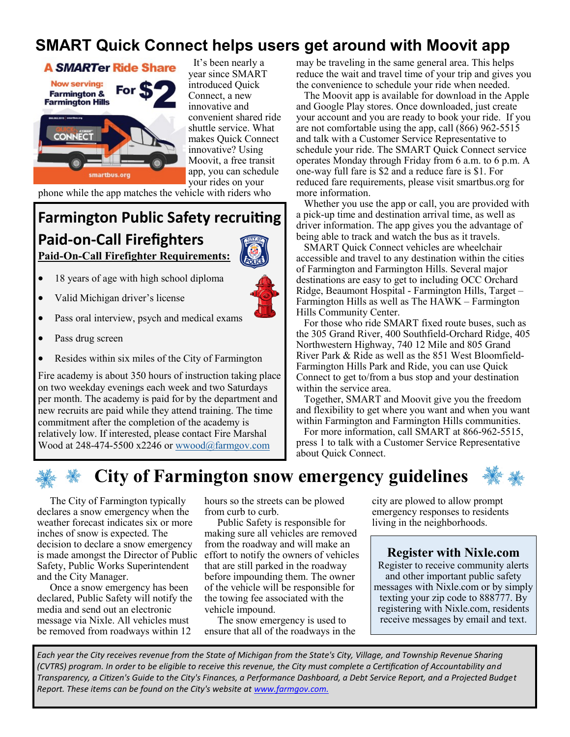# SMART Quick Connect helps users get around with Moovit app

A SMARTer Ride Share

Now serving: Farmington & Farmington Hills

For $2

smartbus.org

It's been nearly a year since SMART introduced Quick Connect, a new innovative and convenient shared ride shuttle service. What makes Quick Connect innovative? Using Moovit, a free transit app, you can schedule your rides on your phone while the app matches the vehicle with riders who may be traveling in the same general area. This helps reduce the wait and travel time of your trip and gives you the convenience of scheduling your ride when needed.

The Moovit app is available for download in the Apple and Google Play stores. Once downloaded, just create your account and you are ready to book your ride. If you are not comfortable using the app, call (866) 962-5515 and talk with a Customer Service Representative to schedule your ride. The SMART Quick Connect service operates Monday through Friday from 6 a.m. to 6 p.m. A one-way full fare is $2 and a reduce fare is $1. For reduced fare requirements, please visit smartbus.org for more information.

Whether you use the app or call, you are provided with a pick-up time and destination arrival time, as well as driver information. The app gives you the advantage of being able to track and watch the bus as it travels.

SMART Quick Connect vehicles are wheelchair accessible and travel to any destination within the cities of Farmington and Farmington Hills. Several major destinations are easy to get to including OCC Orchard Ridge, Beaumont Hospital - Farmington Hills, Target – Farmington Hills as well as The HAWK – Farmington Hills Community Center.

For those who ride SMART fixed route buses, such as the 305 Grand River, 400 Southfield-Orchard Ridge, 405 Northwestern Highway, 740 12 Mile and 805 Grand River Park & Ride as well as the 851 West Bloomfield-Farmington Hills Park and Ride, you can use Quick Connect to get to/from a bus stop and your destination within the service area.

Together, SMART and Moovit give you the freedom and flexibility to get where you want and when you want within Farmington and Farmington Hills communities.

For more information, call SMART at 866-962-5515, press 1 to talk with a Customer Service Representative about Quick Connect.

## Farmington Public Safety recruiting Paid-on-Call Firefighters

**Paid-On-Call Firefighter Requirements:**

- 18 years of age with high school diploma
- Valid Michigan driver's license
- Pass oral interview, psych and medical exams
- Pass drug screen
- Resides within six miles of the City of Farmington

Fire academy is about 350 hours of instruction taking place on two weekday evenings each week and two Saturdays per month. The academy is paid for by the department and new recruits are paid while they attend training. The time commitment after the completion of the academy is relatively low. If interested, please contact Fire Marshal Wood at 248-474-5500 x2246 or wwood@farmgov.com

# City of Farmington snow emergency guidelines

The City of Farmington typically declares a snow emergency when the weather forecast indicates six or more inches of snow is expected. The decision to declare a snow emergency is made amongst the Director of Public Safety, Public Works Superintendent and the City Manager.

Once a snow emergency has been declared, Public Safety will notify the media and send out an electronic message via Nixle. All vehicles must be removed from roadways within 12 hours so the streets can be plowed from curb to curb.

Public Safety is responsible for making sure all vehicles are removed from the roadway and will make an effort to notify the owners of vehicles that are still parked in the roadway before impounding them. The owner of the vehicle will be responsible for the towing fee associated with the vehicle impound.

The snow emergency is used to ensure that all of the roadways in the city are plowed to allow prompt emergency responses to residents living in the neighborhoods.

## Register with Nixle.com

Register to receive community alerts and other important public safety messages with Nixle.com or by simply texting your zip code to 888777. By registering with Nixle.com, residents receive messages by email and text.

*Each year the City receives revenue from the State of Michigan from the State's City, Village, and Township Revenue Sharing (CVTRS) program. In order to be eligible to receive this revenue, the City must complete a Certification of Accountability and Transparency, a Citizen's Guide to the City's Finances, a Performance Dashboard, a Debt Service Report, and a Projected Budget Report. These items can be found on the City's website at www.farmgov.com.*